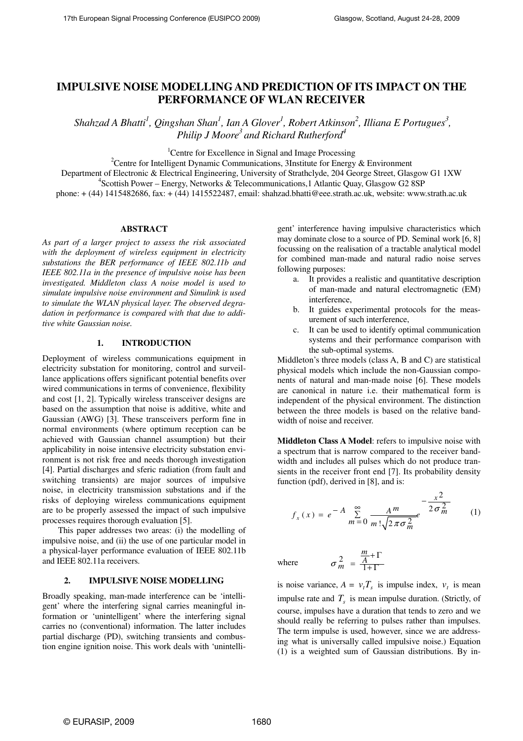# IMPULSIVE NOISE MODELLING AND PREDICTION OF ITS IMPACT ON THE PERFORMANCE OF WLAN RECEIVER

*Shahzad A Bhatti[1], Qingshan Shan[1], Ian A Glover[1], Robert Atkinson[2], Illiana E Portugues[3], Philip J Moore[3] and Richard Rutherford[4]*

[1]Centre for Excellence in Signal and Image Processing
[2]Centre for Intelligent Dynamic Communications, 3Institute for Energy & Environment
Department of Electronic & Electrical Engineering, University of Strathclyde, 204 George Street, Glasgow G1 1XW
[4]Scottish Power – Energy, Networks & Telecommunications,1 Atlantic Quay, Glasgow G2 8SP
phone: + (44) 1415482686, fax: + (44) 1415522487, email: shahzad.bhatti@eee.strath.ac.uk, website: www.strath.ac.uk

## ABSTRACT

*As part of a larger project to assess the risk associated with the deployment of wireless equipment in electricity substations the BER performance of IEEE 802.11b and IEEE 802.11a in the presence of impulsive noise has been investigated. Middleton class A noise model is used to simulate impulsive noise environment and Simulink is used to simulate the WLAN physical layer. The observed degradation in performance is compared with that due to additive white Gaussian noise.*

## 1. INTRODUCTION

Deployment of wireless communications equipment in electricity substation for monitoring, control and surveillance applications offers significant potential benefits over wired communications in terms of convenience, flexibility and cost [1, 2]. Typically wireless transceiver designs are based on the assumption that noise is additive, white and Gaussian (AWG) [3]. These transceivers perform fine in normal environments (where optimum reception can be achieved with Gaussian channel assumption) but their applicability in noise intensive electricity substation environment is not risk free and needs thorough investigation [4]. Partial discharges and sferic radiation (from fault and switching transients) are major sources of impulsive noise, in electricity transmission substations and if the risks of deploying wireless communications equipment are to be properly assessed the impact of such impulsive processes requires thorough evaluation [5].

This paper addresses two areas: (i) the modelling of impulsive noise, and (ii) the use of one particular model in a physical-layer performance evaluation of IEEE 802.11b and IEEE 802.11a receivers.

## 2. IMPULSIVE NOISE MODELLING

Broadly speaking, man-made interference can be 'intelligent' where the interfering signal carries meaningful information or 'unintelligent' where the interfering signal carries no (conventional) information. The latter includes partial discharge (PD), switching transients and combustion engine ignition noise. This work deals with 'unintelligent' interference having impulsive characteristics which may dominate close to a source of PD. Seminal work [6, 8] focussing on the realisation of a tractable analytical model for combined man-made and natural radio noise serves following purposes:

a. It provides a realistic and quantitative description of man-made and natural electromagnetic (EM) interference,
b. It guides experimental protocols for the measurement of such interference,
c. It can be used to identify optimal communication systems and their performance comparison with the sub-optimal systems.

Middleton's three models (class A, B and C) are statistical physical models which include the non-Gaussian components of natural and man-made noise [6]. These models are canonical in nature i.e. their mathematical form is independent of the physical environment. The distinction between the three models is based on the relative bandwidth of noise and receiver.

**Middleton Class A Model**: refers to impulsive noise with a spectrum that is narrow compared to the receiver bandwidth and includes all pulses which do not produce transients in the receiver front end [7]. Its probability density function (pdf), derived in [8], and is:

$$f_x(x) = e^{-A} \sum_{m=0}^{\infty} \frac{A^m}{m!\sqrt{2\pi\sigma_m^2}} e^{-\frac{x^2}{2\sigma_m^2}} \quad (1)$$

where $\sigma_m^2 = \frac{\frac{m}{A}+\Gamma}{1+\Gamma}$

is noise variance, $A = v_t T_s$ is impulse index, $v_t$ is mean impulse rate and $T_s$ is mean impulse duration. (Strictly, of course, impulses have a duration that tends to zero and we should really be referring to pulses rather than impulses. The term impulse is used, however, since we are addressing what is universally called impulsive noise.) Equation (1) is a weighted sum of Gaussian distributions. By in-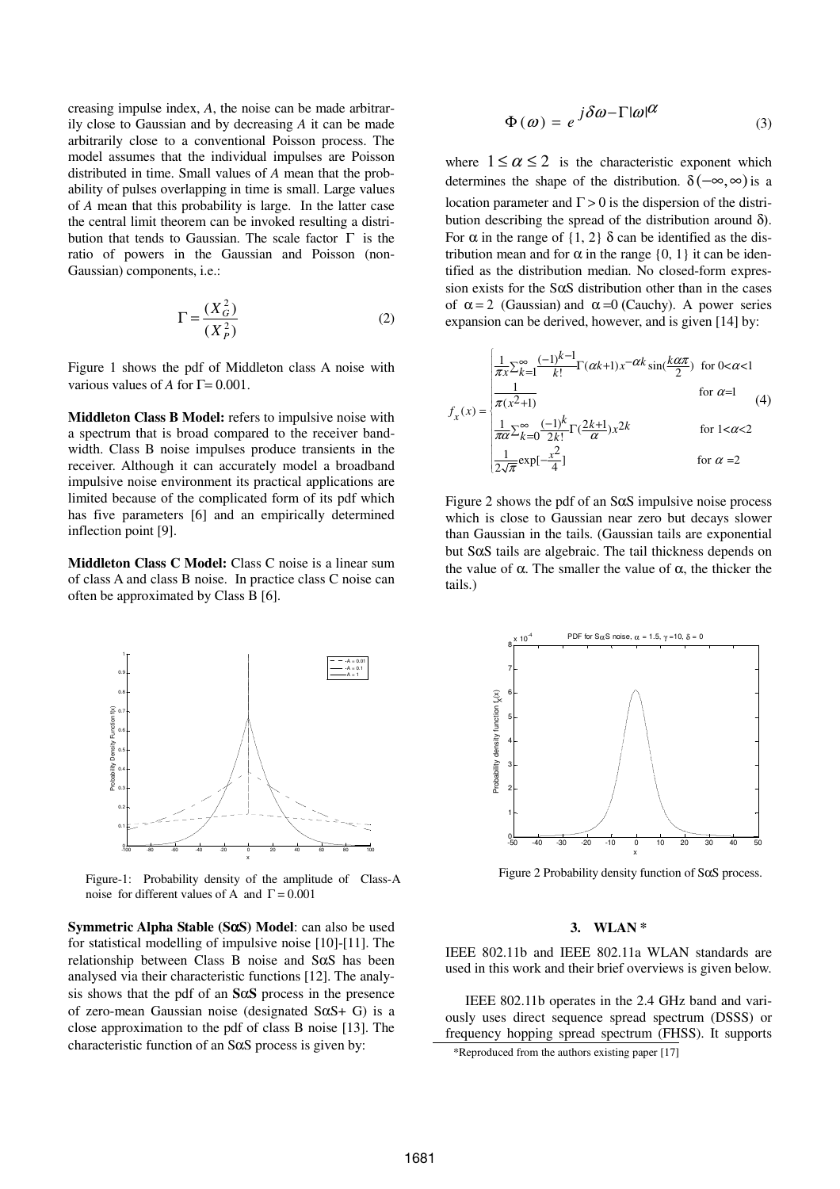creasing impulse index, $A$, the noise can be made arbitrarily close to Gaussian and by decreasing $A$ it can be made arbitrarily close to a conventional Poisson process. The model assumes that the individual impulses are Poisson distributed in time. Small values of $A$ mean that the probability of pulses overlapping in time is small. Large values of $A$ mean that this probability is large. In the latter case the central limit theorem can be invoked resulting a distribution that tends to Gaussian. The scale factor $\Gamma$ is the ratio of powers in the Gaussian and Poisson (non-Gaussian) components, i.e.:

$$\Gamma = \frac{(X_G^2)}{(X_P^2)} \tag{2}$$

Figure 1 shows the pdf of Middleton class A noise with various values of $A$ for $\Gamma = 0.001$.

**Middleton Class B Model:** refers to impulsive noise with a spectrum that is broad compared to the receiver bandwidth. Class B noise impulses produce transients in the receiver. Although it can accurately model a broadband impulsive noise environment its practical applications are limited because of the complicated form of its pdf which has five parameters [6] and an empirically determined inflection point [9].

**Middleton Class C Model:** Class C noise is a linear sum of class A and class B noise. In practice class C noise can often be approximated by Class B [6].

Figure-1: Probability density of the amplitude of Class-A noise for different values of A and $\Gamma = 0.001$

**Symmetric Alpha Stable (SαS) Model**: can also be used for statistical modelling of impulsive noise [10]-[11]. The relationship between Class B noise and SαS has been analysed via their characteristic functions [12]. The analysis shows that the pdf of an **SαS** process in the presence of zero-mean Gaussian noise (designated SαS+ G) is a close approximation to the pdf of class B noise [13]. The characteristic function of an SαS process is given by:

$$\Phi(\omega) = e^{j\delta\omega - \Gamma|\omega|^{\alpha}} \tag{3}$$

where $1 \le \alpha \le 2$ is the characteristic exponent which determines the shape of the distribution. $\delta(-\infty, \infty)$ is a location parameter and $\Gamma > 0$ is the dispersion of the distribution describing the spread of the distribution around $\delta$). For $\alpha$ in the range of {1, 2} $\delta$ can be identified as the distribution mean and for $\alpha$ in the range {0, 1} it can be identified as the distribution median. No closed-form expression exists for the SαS distribution other than in the cases of $\alpha = 2$ (Gaussian) and $\alpha = 0$ (Cauchy). A power series expansion can be derived, however, and is given [14] by:

$$f_x(x) = \begin{cases} \frac{1}{\pi x}\sum_{k=1}^{\infty}\frac{(-1)^{k-1}}{k!}\Gamma(\alpha k+1)x^{-\alpha k}\sin\left(\frac{k\alpha\pi}{2}\right) & \text{for } 0<\alpha<1 \\ \frac{1}{\pi(x^2+1)} & \text{for } \alpha=1 \\ \frac{1}{\pi\alpha}\sum_{k=0}^{\infty}\frac{(-1)^k}{2k!}\Gamma\left(\frac{2k+1}{\alpha}\right)x^{2k} & \text{for } 1<\alpha<2 \\ \frac{1}{2\sqrt{\pi}}\exp\left[-\frac{x^2}{4}\right] & \text{for } \alpha=2 \end{cases} \tag{4}$$

Figure 2 shows the pdf of an SαS impulsive noise process which is close to Gaussian near zero but decays slower than Gaussian in the tails. (Gaussian tails are exponential but SαS tails are algebraic. The tail thickness depends on the value of $\alpha$. The smaller the value of $\alpha$, the thicker the tails.)

Figure 2 Probability density function of SαS process.

### 3. WLAN *

IEEE 802.11b and IEEE 802.11a WLAN standards are used in this work and their brief overviews is given below.

IEEE 802.11b operates in the 2.4 GHz band and variously uses direct sequence spread spectrum (DSSS) or frequency hopping spread spectrum (FHSS). It supports

*Reproduced from the authors existing paper [17]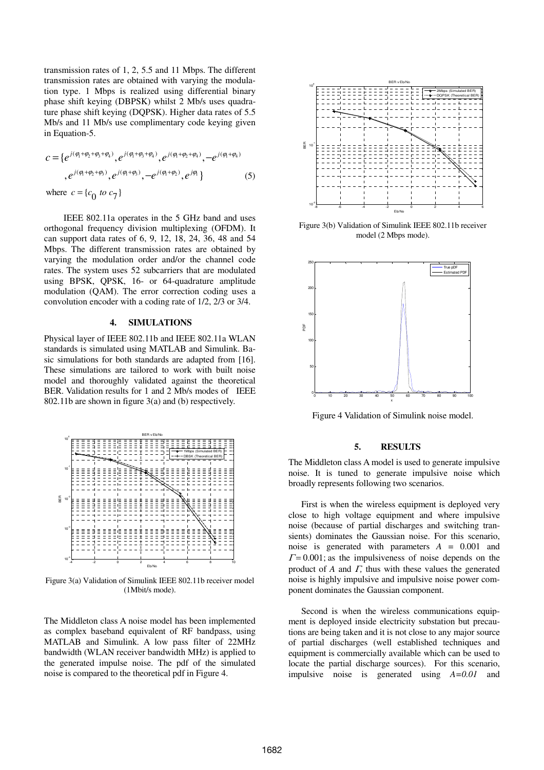transmission rates of 1, 2, 5.5 and 11 Mbps. The different transmission rates are obtained with varying the modulation type. 1 Mbps is realized using differential binary phase shift keying (DBPSK) whilst 2 Mb/s uses quadrature phase shift keying (DQPSK). Higher data rates of 5.5 Mb/s and 11 Mb/s use complimentary code keying given in Equation-5.

$$c = \{e^{j(\varphi_1+\varphi_2+\varphi_3+\varphi_4)}, e^{j(\varphi_1+\varphi_3+\varphi_4)}, e^{j(\varphi_1+\varphi_2+\varphi_4)}, -e^{j(\varphi_1+\varphi_4)}, e^{j(\varphi_1+\varphi_2+\varphi_3)}, e^{j(\varphi_1+\varphi_3)}, -e^{j(\varphi_1+\varphi_2)}, e^{j\varphi_1}\} \quad (5)$$

where $c = \{c_0 \ to \ c_7\}$

IEEE 802.11a operates in the 5 GHz band and uses orthogonal frequency division multiplexing (OFDM). It can support data rates of 6, 9, 12, 18, 24, 36, 48 and 54 Mbps. The different transmission rates are obtained by varying the modulation order and/or the channel code rates. The system uses 52 subcarriers that are modulated using BPSK, QPSK, 16- or 64-quadrature amplitude modulation (QAM). The error correction coding uses a convolution encoder with a coding rate of 1/2, 2/3 or 3/4.

## 4. SIMULATIONS

Physical layer of IEEE 802.11b and IEEE 802.11a WLAN standards is simulated using MATLAB and Simulink. Basic simulations for both standards are adapted from [16]. These simulations are tailored to work with built noise model and thoroughly validated against the theoretical BER. Validation results for 1 and 2 Mb/s modes of IEEE 802.11b are shown in figure 3(a) and (b) respectively.

BER v Eb/No

1Mbps (Simulated BER)
DBSK (Theoretical BER)

BER

Eb/No

Figure 3(a) Validation of Simulink IEEE 802.11b receiver model (1Mbit/s mode).

The Middleton class A noise model has been implemented as complex baseband equivalent of RF bandpass, using MATLAB and Simulink. A low pass filter of 22MHz bandwidth (WLAN receiver bandwidth MHz) is applied to the generated impulse noise. The pdf of the simulated noise is compared to the theoretical pdf in Figure 4.

BER v Eb/No

2Mbps (Simulated BER)
DQPSK (Theoretical BER)

BER

Eb/No

Figure 3(b) Validation of Simulink IEEE 802.11b receiver model (2 Mbps mode).

True pDF
Estimated PDF

PDF

x

Figure 4 Validation of Simulink noise model.

## 5. RESULTS

The Middleton class A model is used to generate impulsive noise. It is tuned to generate impulsive noise which broadly represents following two scenarios.

First is when the wireless equipment is deployed very close to high voltage equipment and where impulsive noise (because of partial discharges and switching transients) dominates the Gaussian noise. For this scenario, noise is generated with parameters $A$ = 0.001 and $\Gamma = 0.001$; as the impulsiveness of noise depends on the product of $A$ and $\Gamma$, thus with these values the generated noise is highly impulsive and impulsive noise power component dominates the Gaussian component.

Second is when the wireless communications equipment is deployed inside electricity substation but precautions are being taken and it is not close to any major source of partial discharges (well established techniques and equipment is commercially available which can be used to locate the partial discharge sources). For this scenario, impulsive noise is generated using $A=0.01$ and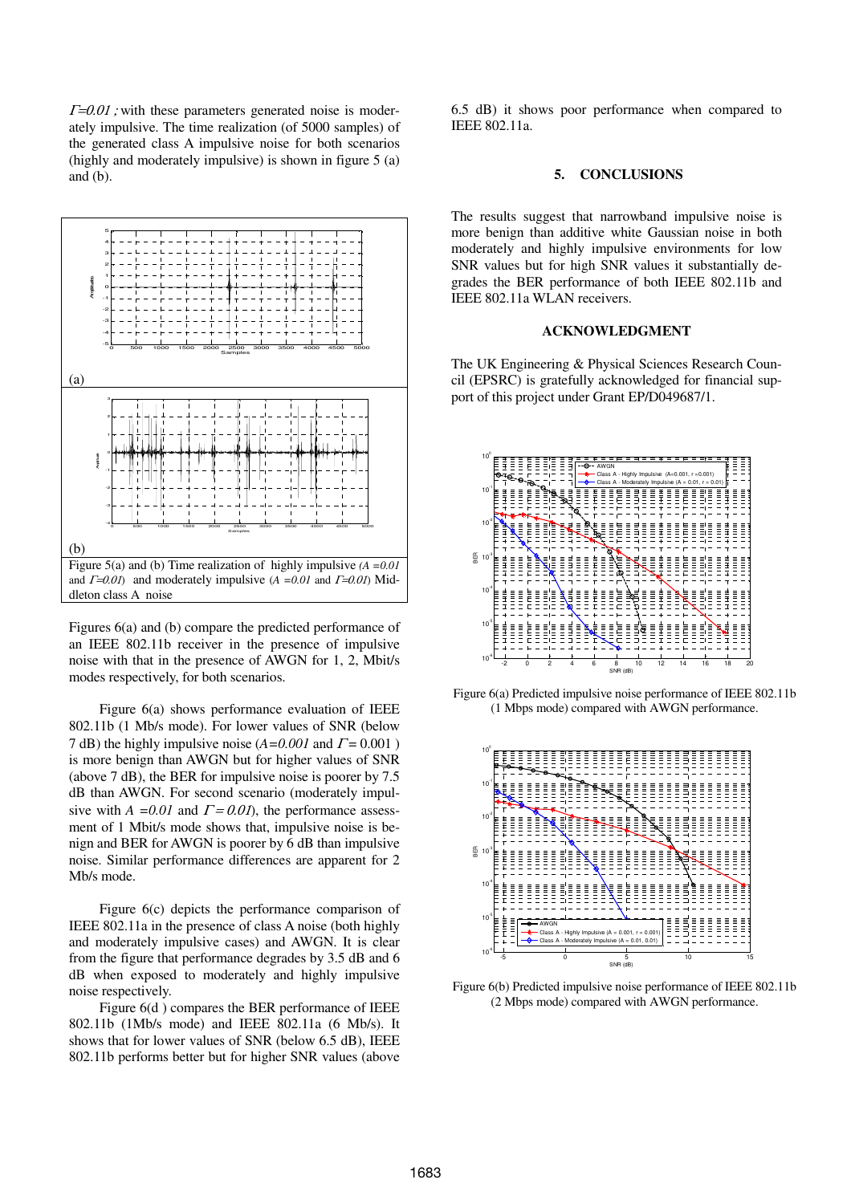$\Gamma$=0.01 ; with these parameters generated noise is moderately impulsive. The time realization (of 5000 samples) of the generated class A impulsive noise for both scenarios (highly and moderately impulsive) is shown in figure 5 (a) and (b).

Amplitude
Samples
0 500 1000 1500 2000 2500 3000 3500 4000 4500 5000

(a)

Amplitude
Samples
0 500 1000 1500 2000 2500 3000 3500 4000 4500 5000

(b)

Figure 5(a) and (b) Time realization of highly impulsive *(A =0.01* and $\Gamma$*=0.01*) and moderately impulsive (*A =0.01* and $\Gamma$*=0.01*) Middleton class A noise

Figures 6(a) and (b) compare the predicted performance of an IEEE 802.11b receiver in the presence of impulsive noise with that in the presence of AWGN for 1, 2, Mbit/s modes respectively, for both scenarios.

Figure 6(a) shows performance evaluation of IEEE 802.11b (1 Mb/s mode). For lower values of SNR (below 7 dB) the highly impulsive noise (*A=0.001* and $\Gamma$ = 0.001 ) is more benign than AWGN but for higher values of SNR (above 7 dB), the BER for impulsive noise is poorer by 7.5 dB than AWGN. For second scenario (moderately impulsive with *A =0.01* and $\Gamma$ *= 0.01*), the performance assessment of 1 Mbit/s mode shows that, impulsive noise is benign and BER for AWGN is poorer by 6 dB than impulsive noise. Similar performance differences are apparent for 2 Mb/s mode.

Figure 6(c) depicts the performance comparison of IEEE 802.11a in the presence of class A noise (both highly and moderately impulsive cases) and AWGN. It is clear from the figure that performance degrades by 3.5 dB and 6 dB when exposed to moderately and highly impulsive noise respectively.

Figure 6(d ) compares the BER performance of IEEE 802.11b (1Mb/s mode) and IEEE 802.11a (6 Mb/s). It shows that for lower values of SNR (below 6.5 dB), IEEE 802.11b performs better but for higher SNR values (above 6.5 dB) it shows poor performance when compared to IEEE 802.11a.

## 5. CONCLUSIONS

The results suggest that narrowband impulsive noise is more benign than additive white Gaussian noise in both moderately and highly impulsive environments for low SNR values but for high SNR values it substantially degrades the BER performance of both IEEE 802.11b and IEEE 802.11a WLAN receivers.

## ACKNOWLEDGMENT

The UK Engineering & Physical Sciences Research Council (EPSRC) is gratefully acknowledged for financial support of this project under Grant EP/D049687/1.

AWGN
Class A - Highly Impulsive (A=0.001, Γ=0.001)
Class A - Moderately Impulsive (A = 0.01, Γ = 0.01)
BER
SNR (dB)

Figure 6(a) Predicted impulsive noise performance of IEEE 802.11b (1 Mbps mode) compared with AWGN performance.

AWGN
Class A - Highly Impulsive (A = 0.001, Γ = 0.001)
Class A - Moderately Impulsive (A = 0.01, 0.01)
BER
SNR (dB)

Figure 6(b) Predicted impulsive noise performance of IEEE 802.11b (2 Mbps mode) compared with AWGN performance.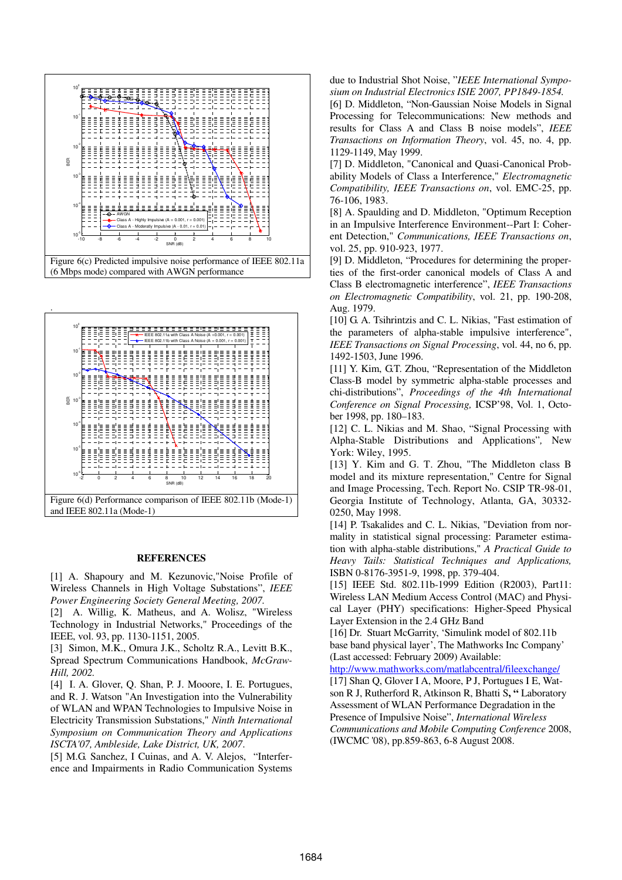$10^0$
$10^{-1}$
$10^{-2}$
$10^{-3}$
$10^{-4}$
$10^{-5}$
BER
-10 -8 -6 -4 -2 0 2 4 6 8 10
SNR (dB)
AWGN
Class A - Highly Impulsive (A = 0.001, r = 0.001)
Class A - Moderatly Impulsive (A - 0.01, r = 0.01)

Figure 6(c) Predicted impulsive noise performance of IEEE 802.11a (6 Mbps mode) compared with AWGN performance

$10^0$
$10^{-1}$
$10^{-2}$
$10^{-3}$
$10^{-4}$
$10^{-5}$
$10^{-6}$
BER
-2 0 2 4 6 8 10 12 14 16 18 20
SNR (dB)
IEEE 802.11a with Class A Noise (A =0.001, r = 0.001)
IEEE 802.11b with Class A Noise (A = 0.001, r = 0.001)

Figure 6(d) Performance comparison of IEEE 802.11b (Mode-1) and IEEE 802.11a (Mode-1)

## REFERENCES

[1] A. Shapoury and M. Kezunovic,"Noise Profile of Wireless Channels in High Voltage Substations", *IEEE Power Engineering Society General Meeting, 2007.*

[2] A. Willig, K. Matheus, and A. Wolisz, "Wireless Technology in Industrial Networks," Proceedings of the IEEE, vol. 93, pp. 1130-1151, 2005.

[3] Simon, M.K., Omura J.K., Scholtz R.A., Levitt B.K., Spread Spectrum Communications Handbook, *McGraw-Hill, 2002.*

[4] I. A. Glover, Q. Shan, P. J. Mooore, I. E. Portugues, and R. J. Watson "An Investigation into the Vulnerability of WLAN and WPAN Technologies to Impulsive Noise in Electricity Transmission Substations," *Ninth International Symposium on Communication Theory and Applications ISCTA'07, Ambleside, Lake District, UK, 2007*.

[5] M.G. Sanchez, I Cuinas, and A. V. Alejos, "Interference and Impairments in Radio Communication Systems due to Industrial Shot Noise, "*IEEE International Symposium on Industrial Electronics ISIE 2007, PP1849-1854.*

[6] D. Middleton, "Non-Gaussian Noise Models in Signal Processing for Telecommunications: New methods and results for Class A and Class B noise models", *IEEE Transactions on Information Theory*, vol. 45, no. 4, pp. 1129-1149, May 1999.

[7] D. Middleton, "Canonical and Quasi-Canonical Probability Models of Class a Interference," *Electromagnetic Compatibility, IEEE Transactions on*, vol. EMC-25, pp. 76-106, 1983.

[8] A. Spaulding and D. Middleton, "Optimum Reception in an Impulsive Interference Environment--Part I: Coherent Detection," *Communications, IEEE Transactions on*, vol. 25, pp. 910-923, 1977.

[9] D. Middleton, "Procedures for determining the properties of the first-order canonical models of Class A and Class B electromagnetic interference", *IEEE Transactions on Electromagnetic Compatibility*, vol. 21, pp. 190-208, Aug. 1979.

[10] G. A. Tsihrintzis and C. L. Nikias, "Fast estimation of the parameters of alpha-stable impulsive interference", *IEEE Transactions on Signal Processing*, vol. 44, no 6, pp. 1492-1503, June 1996.

[11] Y. Kim, G.T. Zhou, "Representation of the Middleton Class-B model by symmetric alpha-stable processes and chi-distributions", *Proceedings of the 4th International Conference on Signal Processing,* ICSP'98, Vol. 1, October 1998, pp. 180–183.

[12] C. L. Nikias and M. Shao, "Signal Processing with Alpha-Stable Distributions and Applications", New York: Wiley, 1995.

[13] Y. Kim and G. T. Zhou, "The Middleton class B model and its mixture representation," Centre for Signal and Image Processing, Tech. Report No. CSIP TR-98-01, Georgia Institute of Technology, Atlanta, GA, 30332-0250, May 1998.

[14] P. Tsakalides and C. L. Nikias, "Deviation from normality in statistical signal processing: Parameter estimation with alpha-stable distributions," *A Practical Guide to Heavy Tails: Statistical Techniques and Applications,* ISBN 0-8176-3951-9, 1998, pp. 379-404.

[15] IEEE Std. 802.11b-1999 Edition (R2003), Part11: Wireless LAN Medium Access Control (MAC) and Physical Layer (PHY) specifications: Higher-Speed Physical Layer Extension in the 2.4 GHz Band

[16] Dr. Stuart McGarrity, 'Simulink model of 802.11b base band physical layer', The Mathworks Inc Company' (Last accessed: February 2009) Available: http://www.mathworks.com/matlabcentral/fileexchange/

[17] Shan Q, Glover I A, Moore, P J, Portugues I E, Watson R J, Rutherford R, Atkinson R, Bhatti S, " Laboratory Assessment of WLAN Performance Degradation in the Presence of Impulsive Noise", *International Wireless Communications and Mobile Computing Conference* 2008, (IWCMC '08), pp.859-863, 6-8 August 2008.